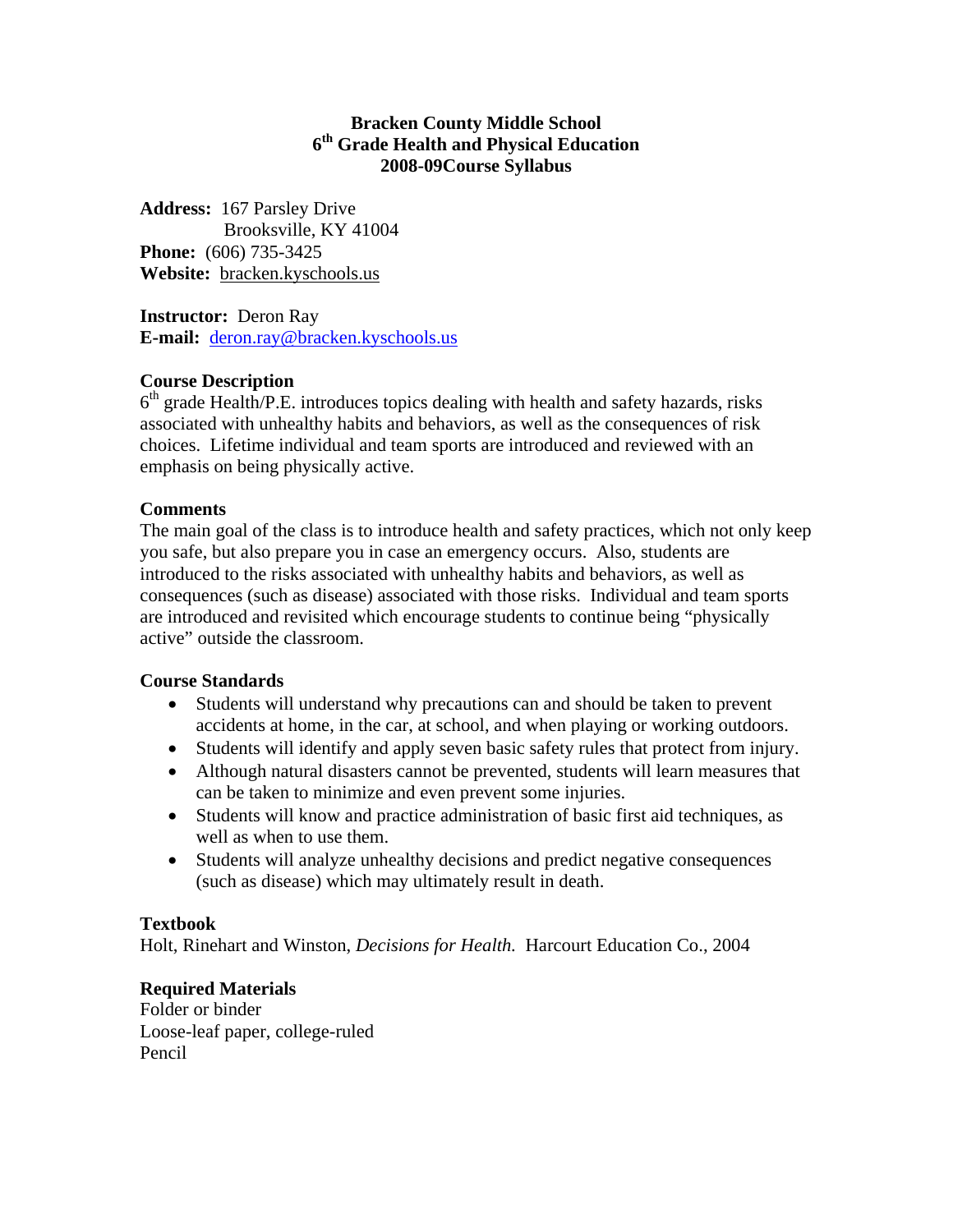# Bracken County Middle School
## 6th Grade Health and Physical Education
## 2008-09Course Syllabus

**Address:** 167 Parsley Drive
Brooksville, KY 41004
**Phone:** (606) 735-3425
**Website:** bracken.kyschools.us

**Instructor:** Deron Ray
**E-mail:** deron.ray@bracken.kyschools.us

### Course Description

6th grade Health/P.E. introduces topics dealing with health and safety hazards, risks associated with unhealthy habits and behaviors, as well as the consequences of risk choices. Lifetime individual and team sports are introduced and reviewed with an emphasis on being physically active.

### Comments

The main goal of the class is to introduce health and safety practices, which not only keep you safe, but also prepare you in case an emergency occurs. Also, students are introduced to the risks associated with unhealthy habits and behaviors, as well as consequences (such as disease) associated with those risks. Individual and team sports are introduced and revisited which encourage students to continue being "physically active" outside the classroom.

### Course Standards

- Students will understand why precautions can and should be taken to prevent accidents at home, in the car, at school, and when playing or working outdoors.
- Students will identify and apply seven basic safety rules that protect from injury.
- Although natural disasters cannot be prevented, students will learn measures that can be taken to minimize and even prevent some injuries.
- Students will know and practice administration of basic first aid techniques, as well as when to use them.
- Students will analyze unhealthy decisions and predict negative consequences (such as disease) which may ultimately result in death.

### Textbook

Holt, Rinehart and Winston, *Decisions for Health.* Harcourt Education Co., 2004

### Required Materials

Folder or binder
Loose-leaf paper, college-ruled
Pencil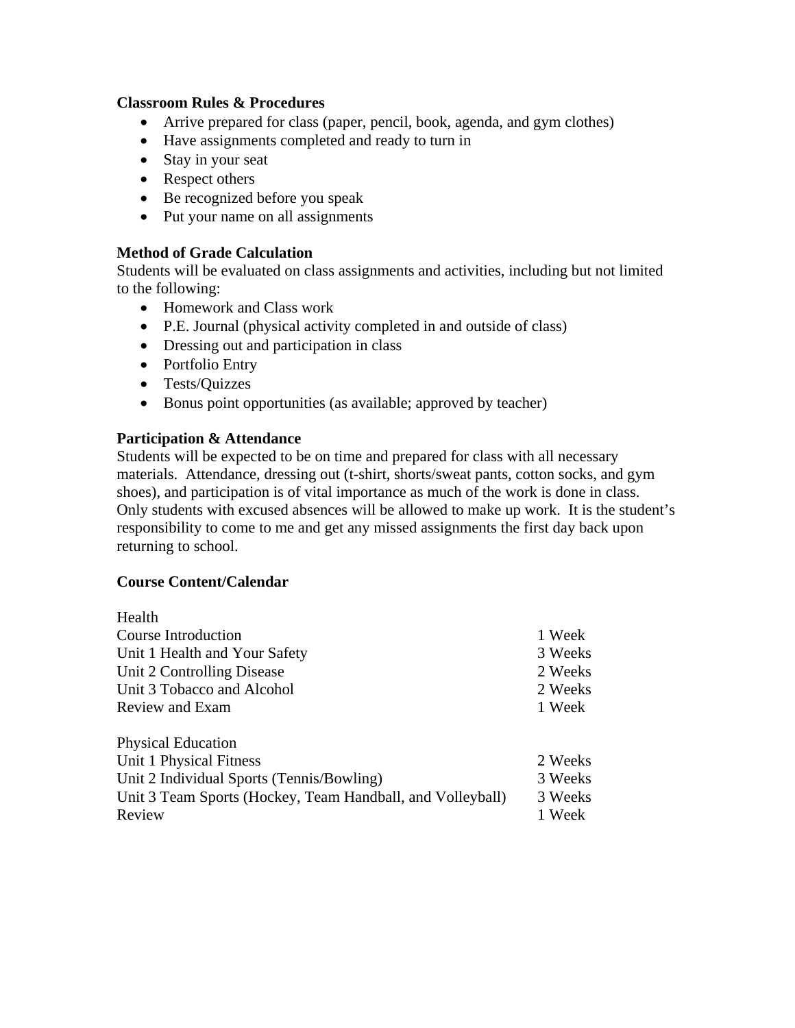**Classroom Rules & Procedures**

- Arrive prepared for class (paper, pencil, book, agenda, and gym clothes)
- Have assignments completed and ready to turn in
- Stay in your seat
- Respect others
- Be recognized before you speak
- Put your name on all assignments

**Method of Grade Calculation**

Students will be evaluated on class assignments and activities, including but not limited to the following:

- Homework and Class work
- P.E. Journal (physical activity completed in and outside of class)
- Dressing out and participation in class
- Portfolio Entry
- Tests/Quizzes
- Bonus point opportunities (as available; approved by teacher)

**Participation & Attendance**

Students will be expected to be on time and prepared for class with all necessary materials. Attendance, dressing out (t-shirt, shorts/sweat pants, cotton socks, and gym shoes), and participation is of vital importance as much of the work is done in class. Only students with excused absences will be allowed to make up work. It is the student's responsibility to come to me and get any missed assignments the first day back upon returning to school.

**Course Content/Calendar**

| | |
|---|---|
| Health | |
| Course Introduction | 1 Week |
| Unit 1 Health and Your Safety | 3 Weeks |
| Unit 2 Controlling Disease | 2 Weeks |
| Unit 3 Tobacco and Alcohol | 2 Weeks |
| Review and Exam | 1 Week |
| | |
| Physical Education | |
| Unit 1 Physical Fitness | 2 Weeks |
| Unit 2 Individual Sports (Tennis/Bowling) | 3 Weeks |
| Unit 3 Team Sports (Hockey, Team Handball, and Volleyball) | 3 Weeks |
| Review | 1 Week |